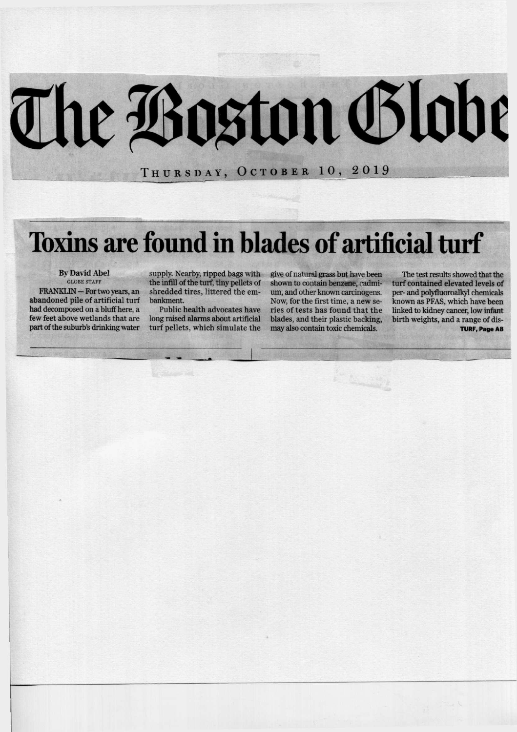# The Boston Globe

THURSDAY, OCTOBER 10, 2019

## Toxins are found in blades of artificial turf

**By David Abel**
GLOBE STAFF

FRANKLIN — For two years, an abandoned pile of artificial turf had decomposed on a bluff here, a few feet above wetlands that are part of the suburb's drinking water supply. Nearby, ripped bags with the infill of the turf, tiny pellets of shredded tires, littered the embankment.

Public health advocates have long raised alarms about artificial turf pellets, which simulate the give of natural grass but have been shown to contain benzene, cadmium, and other known carcinogens. Now, for the first time, a new series of tests has found that the blades, and their plastic backing, may also contain toxic chemicals.

The test results showed that the turf contained elevated levels of per- and polyfluoroalkyl chemicals known as PFAS, which have been linked to kidney cancer, low infant birth weights, and a range of dis-

**TURF, Page A8**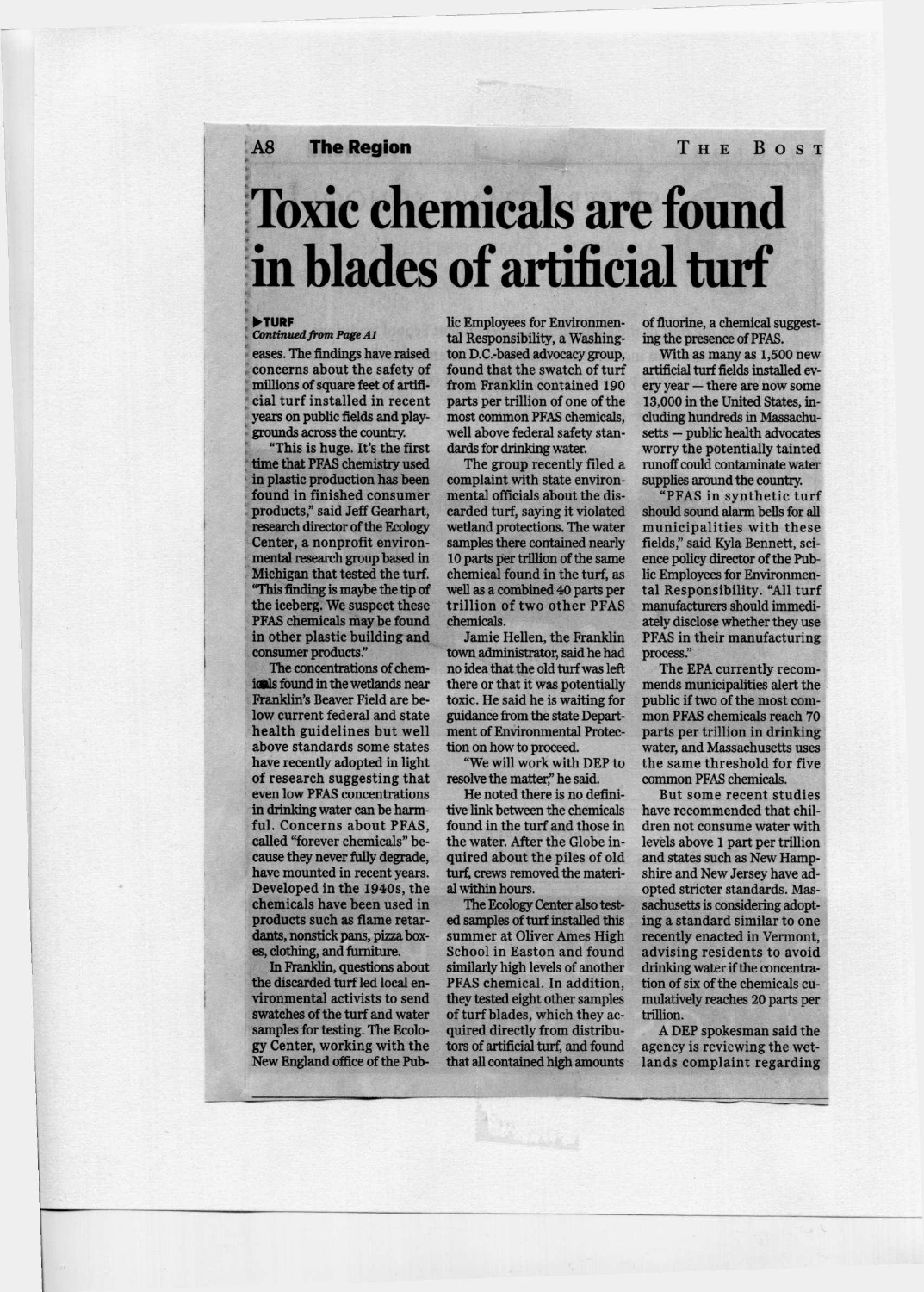# Toxic chemicals are found in blades of artificial turf

▶**TURF**
*Continued from Page A1*

eases. The findings have raised concerns about the safety of millions of square feet of artificial turf installed in recent years on public fields and playgrounds across the country.

"This is huge. It's the first time that PFAS chemistry used in plastic production has been found in finished consumer products," said Jeff Gearhart, research director of the Ecology Center, a nonprofit environmental research group based in Michigan that tested the turf. "This finding is maybe the tip of the iceberg. We suspect these PFAS chemicals may be found in other plastic building and consumer products."

The concentrations of chemicals found in the wetlands near Franklin's Beaver Field are below current federal and state health guidelines but well above standards some states have recently adopted in light of research suggesting that even low PFAS concentrations in drinking water can be harmful. Concerns about PFAS, called "forever chemicals" because they never fully degrade, have mounted in recent years. Developed in the 1940s, the chemicals have been used in products such as flame retardants, nonstick pans, pizza boxes, clothing, and furniture.

In Franklin, questions about the discarded turf led local environmental activists to send swatches of the turf and water samples for testing. The Ecology Center, working with the New England office of the Public Employees for Environmental Responsibility, a Washington D.C.-based advocacy group, found that the swatch of turf from Franklin contained 190 parts per trillion of one of the most common PFAS chemicals, well above federal safety standards for drinking water.

The group recently filed a complaint with state environmental officials about the discarded turf, saying it violated wetland protections. The water samples there contained nearly 10 parts per trillion of the same chemical found in the turf, as well as a combined 40 parts per trillion of two other PFAS chemicals.

Jamie Hellen, the Franklin town administrator, said he had no idea that the old turf was left there or that it was potentially toxic. He said he is waiting for guidance from the state Department of Environmental Protection on how to proceed.

"We will work with DEP to resolve the matter," he said.

He noted there is no definitive link between the chemicals found in the turf and those in the water. After the Globe inquired about the piles of old turf, crews removed the material within hours.

The Ecology Center also tested samples of turf installed this summer at Oliver Ames High School in Easton and found similarly high levels of another PFAS chemical. In addition, they tested eight other samples of turf blades, which they acquired directly from distributors of artificial turf, and found that all contained high amounts of fluorine, a chemical suggesting the presence of PFAS.

With as many as 1,500 new artificial turf fields installed every year — there are now some 13,000 in the United States, including hundreds in Massachusetts — public health advocates worry the potentially tainted runoff could contaminate water supplies around the country.

"PFAS in synthetic turf should sound alarm bells for all municipalities with these fields," said Kyla Bennett, science policy director of the Public Employees for Environmental Responsibility. "All turf manufacturers should immediately disclose whether they use PFAS in their manufacturing process."

The EPA currently recommends municipalities alert the public if two of the most common PFAS chemicals reach 70 parts per trillion in drinking water, and Massachusetts uses the same threshold for five common PFAS chemicals.

But some recent studies have recommended that children not consume water with levels above 1 part per trillion and states such as New Hampshire and New Jersey have adopted stricter standards. Massachusetts is considering adopting a standard similar to one recently enacted in Vermont, advising residents to avoid drinking water if the concentration of six of the chemicals cumulatively reaches 20 parts per trillion.

A DEP spokesman said the agency is reviewing the wetlands complaint regarding